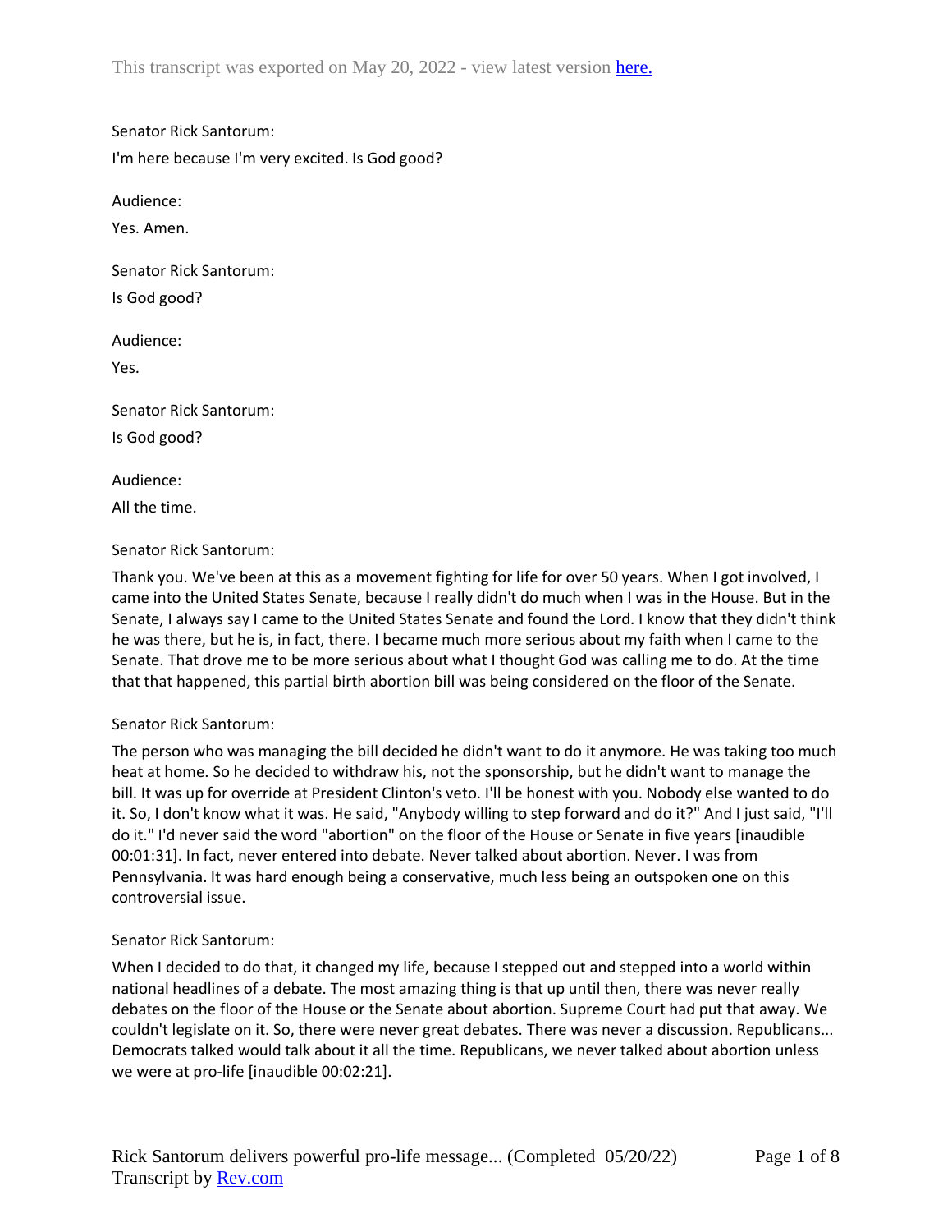This transcript was exported on May 20, 2022 - view latest version here.

Senator Rick Santorum:

I'm here because I'm very excited. Is God good?

Audience:

Yes. Amen.

Senator Rick Santorum:

Is God good?

Audience:

Yes.

Senator Rick Santorum:

Is God good?

Audience:

All the time.

Senator Rick Santorum:

Thank you. We've been at this as a movement fighting for life for over 50 years. When I got involved, I came into the United States Senate, because I really didn't do much when I was in the House. But in the Senate, I always say I came to the United States Senate and found the Lord. I know that they didn't think he was there, but he is, in fact, there. I became much more serious about my faith when I came to the Senate. That drove me to be more serious about what I thought God was calling me to do. At the time that that happened, this partial birth abortion bill was being considered on the floor of the Senate.

Senator Rick Santorum:

The person who was managing the bill decided he didn't want to do it anymore. He was taking too much heat at home. So he decided to withdraw his, not the sponsorship, but he didn't want to manage the bill. It was up for override at President Clinton's veto. I'll be honest with you. Nobody else wanted to do it. So, I don't know what it was. He said, "Anybody willing to step forward and do it?" And I just said, "I'll do it." I'd never said the word "abortion" on the floor of the House or Senate in five years [inaudible 00:01:31]. In fact, never entered into debate. Never talked about abortion. Never. I was from Pennsylvania. It was hard enough being a conservative, much less being an outspoken one on this controversial issue.

Senator Rick Santorum:

When I decided to do that, it changed my life, because I stepped out and stepped into a world within national headlines of a debate. The most amazing thing is that up until then, there was never really debates on the floor of the House or the Senate about abortion. Supreme Court had put that away. We couldn't legislate on it. So, there were never great debates. There was never a discussion. Republicans... Democrats talked would talk about it all the time. Republicans, we never talked about abortion unless we were at pro-life [inaudible 00:02:21].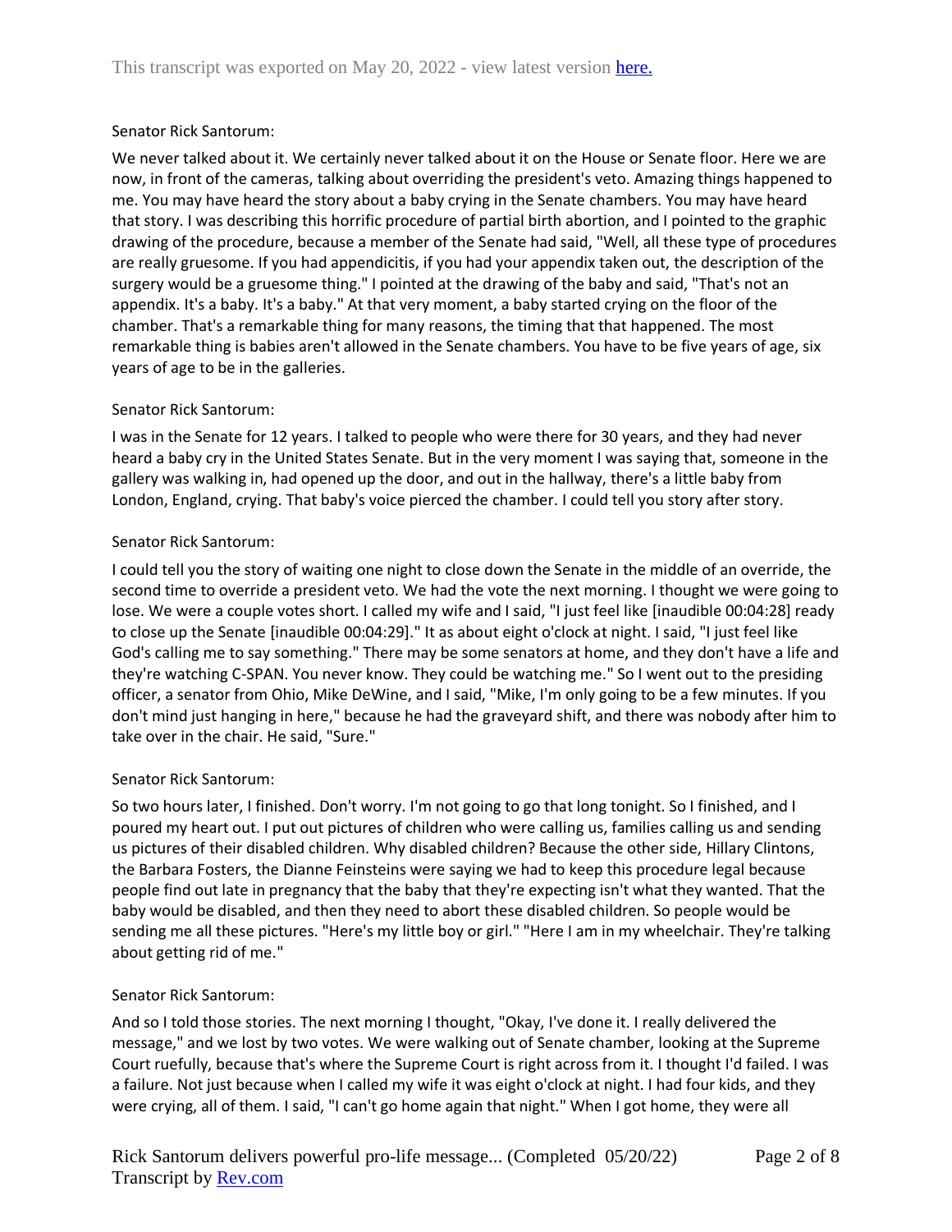Senator Rick Santorum:

We never talked about it. We certainly never talked about it on the House or Senate floor. Here we are now, in front of the cameras, talking about overriding the president's veto. Amazing things happened to me. You may have heard the story about a baby crying in the Senate chambers. You may have heard that story. I was describing this horrific procedure of partial birth abortion, and I pointed to the graphic drawing of the procedure, because a member of the Senate had said, "Well, all these type of procedures are really gruesome. If you had appendicitis, if you had your appendix taken out, the description of the surgery would be a gruesome thing." I pointed at the drawing of the baby and said, "That's not an appendix. It's a baby. It's a baby." At that very moment, a baby started crying on the floor of the chamber. That's a remarkable thing for many reasons, the timing that that happened. The most remarkable thing is babies aren't allowed in the Senate chambers. You have to be five years of age, six years of age to be in the galleries.

Senator Rick Santorum:

I was in the Senate for 12 years. I talked to people who were there for 30 years, and they had never heard a baby cry in the United States Senate. But in the very moment I was saying that, someone in the gallery was walking in, had opened up the door, and out in the hallway, there's a little baby from London, England, crying. That baby's voice pierced the chamber. I could tell you story after story.

Senator Rick Santorum:

I could tell you the story of waiting one night to close down the Senate in the middle of an override, the second time to override a president veto. We had the vote the next morning. I thought we were going to lose. We were a couple votes short. I called my wife and I said, "I just feel like [inaudible 00:04:28] ready to close up the Senate [inaudible 00:04:29]." It as about eight o'clock at night. I said, "I just feel like God's calling me to say something." There may be some senators at home, and they don't have a life and they're watching C-SPAN. You never know. They could be watching me." So I went out to the presiding officer, a senator from Ohio, Mike DeWine, and I said, "Mike, I'm only going to be a few minutes. If you don't mind just hanging in here," because he had the graveyard shift, and there was nobody after him to take over in the chair. He said, "Sure."

Senator Rick Santorum:

So two hours later, I finished. Don't worry. I'm not going to go that long tonight. So I finished, and I poured my heart out. I put out pictures of children who were calling us, families calling us and sending us pictures of their disabled children. Why disabled children? Because the other side, Hillary Clintons, the Barbara Fosters, the Dianne Feinsteins were saying we had to keep this procedure legal because people find out late in pregnancy that the baby that they're expecting isn't what they wanted. That the baby would be disabled, and then they need to abort these disabled children. So people would be sending me all these pictures. "Here's my little boy or girl." "Here I am in my wheelchair. They're talking about getting rid of me."

Senator Rick Santorum:

And so I told those stories. The next morning I thought, "Okay, I've done it. I really delivered the message," and we lost by two votes. We were walking out of Senate chamber, looking at the Supreme Court ruefully, because that's where the Supreme Court is right across from it. I thought I'd failed. I was a failure. Not just because when I called my wife it was eight o'clock at night. I had four kids, and they were crying, all of them. I said, "I can't go home again that night." When I got home, they were all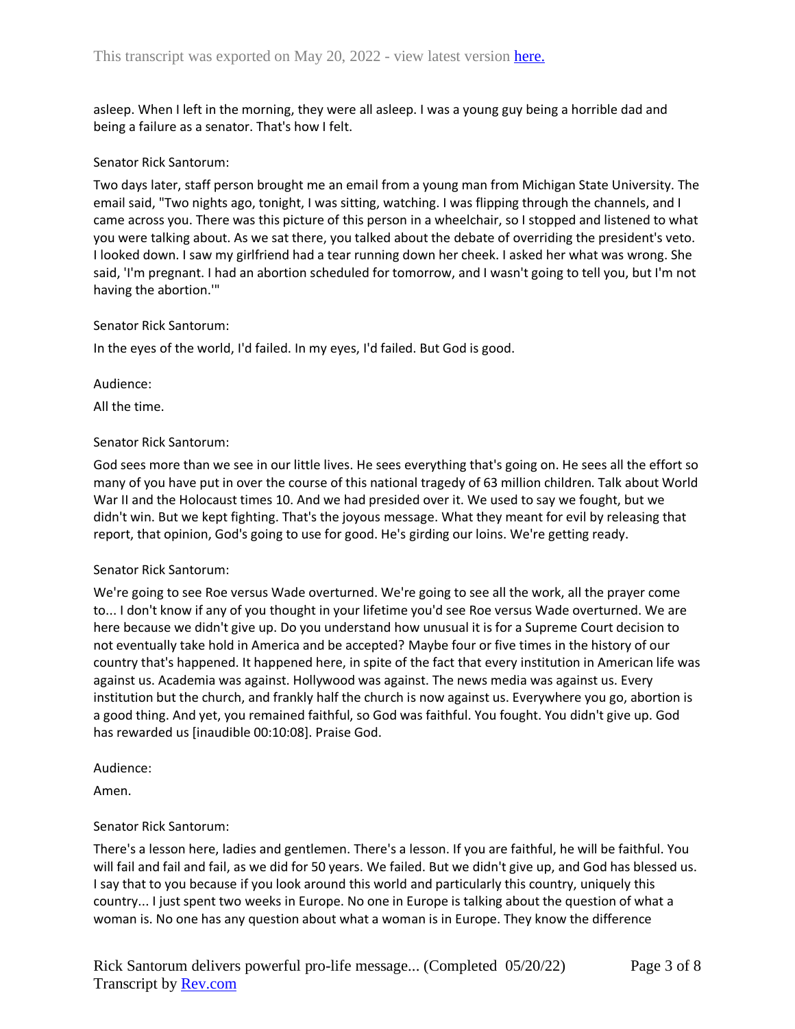asleep. When I left in the morning, they were all asleep. I was a young guy being a horrible dad and being a failure as a senator. That's how I felt.

Senator Rick Santorum:

Two days later, staff person brought me an email from a young man from Michigan State University. The email said, "Two nights ago, tonight, I was sitting, watching. I was flipping through the channels, and I came across you. There was this picture of this person in a wheelchair, so I stopped and listened to what you were talking about. As we sat there, you talked about the debate of overriding the president's veto. I looked down. I saw my girlfriend had a tear running down her cheek. I asked her what was wrong. She said, 'I'm pregnant. I had an abortion scheduled for tomorrow, and I wasn't going to tell you, but I'm not having the abortion.'"

Senator Rick Santorum:

In the eyes of the world, I'd failed. In my eyes, I'd failed. But God is good.

Audience:

All the time.

Senator Rick Santorum:

God sees more than we see in our little lives. He sees everything that's going on. He sees all the effort so many of you have put in over the course of this national tragedy of 63 million children. Talk about World War II and the Holocaust times 10. And we had presided over it. We used to say we fought, but we didn't win. But we kept fighting. That's the joyous message. What they meant for evil by releasing that report, that opinion, God's going to use for good. He's girding our loins. We're getting ready.

Senator Rick Santorum:

We're going to see Roe versus Wade overturned. We're going to see all the work, all the prayer come to... I don't know if any of you thought in your lifetime you'd see Roe versus Wade overturned. We are here because we didn't give up. Do you understand how unusual it is for a Supreme Court decision to not eventually take hold in America and be accepted? Maybe four or five times in the history of our country that's happened. It happened here, in spite of the fact that every institution in American life was against us. Academia was against. Hollywood was against. The news media was against us. Every institution but the church, and frankly half the church is now against us. Everywhere you go, abortion is a good thing. And yet, you remained faithful, so God was faithful. You fought. You didn't give up. God has rewarded us [inaudible 00:10:08]. Praise God.

Audience:

Amen.

Senator Rick Santorum:

There's a lesson here, ladies and gentlemen. There's a lesson. If you are faithful, he will be faithful. You will fail and fail and fail, as we did for 50 years. We failed. But we didn't give up, and God has blessed us. I say that to you because if you look around this world and particularly this country, uniquely this country... I just spent two weeks in Europe. No one in Europe is talking about the question of what a woman is. No one has any question about what a woman is in Europe. They know the difference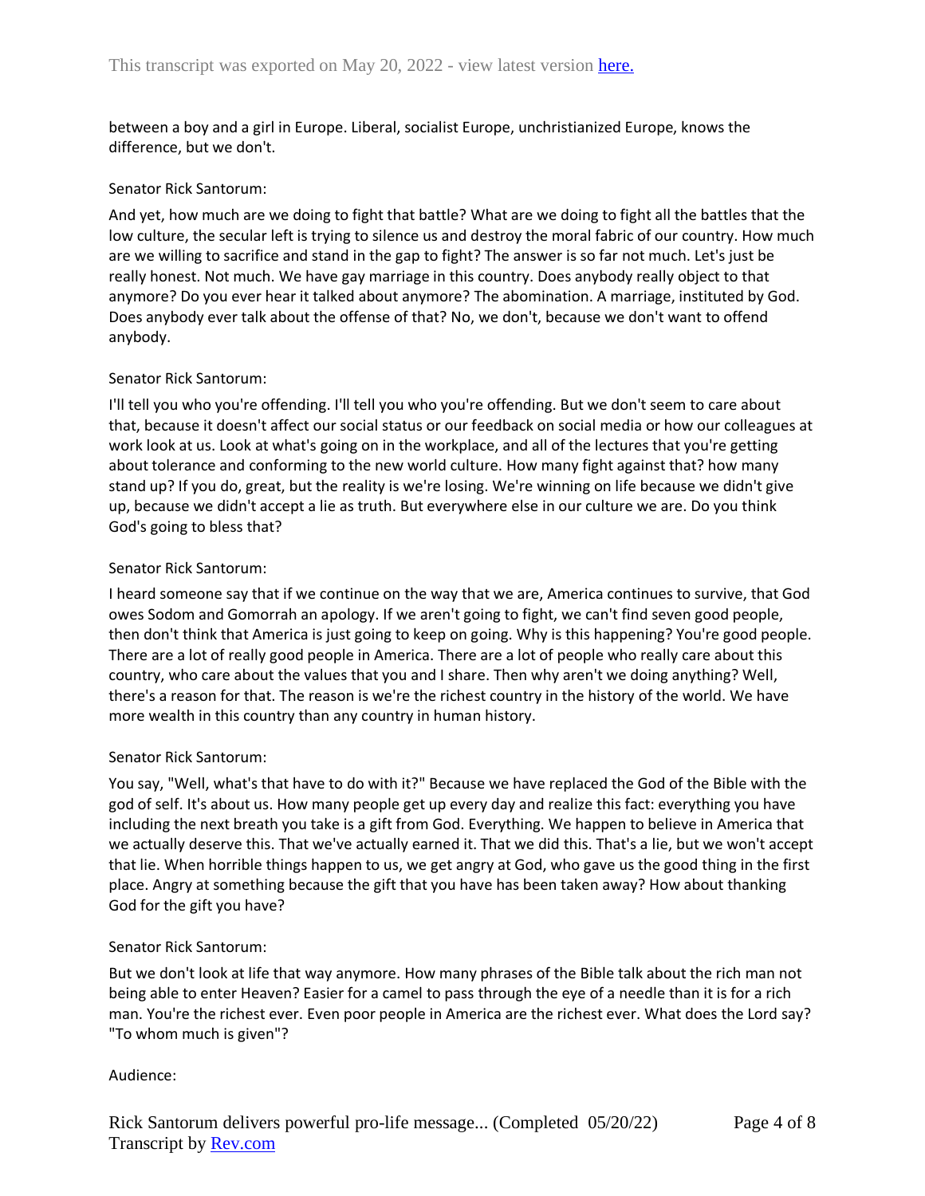between a boy and a girl in Europe. Liberal, socialist Europe, unchristianized Europe, knows the difference, but we don't.

Senator Rick Santorum:

And yet, how much are we doing to fight that battle? What are we doing to fight all the battles that the low culture, the secular left is trying to silence us and destroy the moral fabric of our country. How much are we willing to sacrifice and stand in the gap to fight? The answer is so far not much. Let's just be really honest. Not much. We have gay marriage in this country. Does anybody really object to that anymore? Do you ever hear it talked about anymore? The abomination. A marriage, instituted by God. Does anybody ever talk about the offense of that? No, we don't, because we don't want to offend anybody.

Senator Rick Santorum:

I'll tell you who you're offending. I'll tell you who you're offending. But we don't seem to care about that, because it doesn't affect our social status or our feedback on social media or how our colleagues at work look at us. Look at what's going on in the workplace, and all of the lectures that you're getting about tolerance and conforming to the new world culture. How many fight against that? how many stand up? If you do, great, but the reality is we're losing. We're winning on life because we didn't give up, because we didn't accept a lie as truth. But everywhere else in our culture we are. Do you think God's going to bless that?

Senator Rick Santorum:

I heard someone say that if we continue on the way that we are, America continues to survive, that God owes Sodom and Gomorrah an apology. If we aren't going to fight, we can't find seven good people, then don't think that America is just going to keep on going. Why is this happening? You're good people. There are a lot of really good people in America. There are a lot of people who really care about this country, who care about the values that you and I share. Then why aren't we doing anything? Well, there's a reason for that. The reason is we're the richest country in the history of the world. We have more wealth in this country than any country in human history.

Senator Rick Santorum:

You say, "Well, what's that have to do with it?" Because we have replaced the God of the Bible with the god of self. It's about us. How many people get up every day and realize this fact: everything you have including the next breath you take is a gift from God. Everything. We happen to believe in America that we actually deserve this. That we've actually earned it. That we did this. That's a lie, but we won't accept that lie. When horrible things happen to us, we get angry at God, who gave us the good thing in the first place. Angry at something because the gift that you have has been taken away? How about thanking God for the gift you have?

Senator Rick Santorum:

But we don't look at life that way anymore. How many phrases of the Bible talk about the rich man not being able to enter Heaven? Easier for a camel to pass through the eye of a needle than it is for a rich man. You're the richest ever. Even poor people in America are the richest ever. What does the Lord say? "To whom much is given"?

Audience: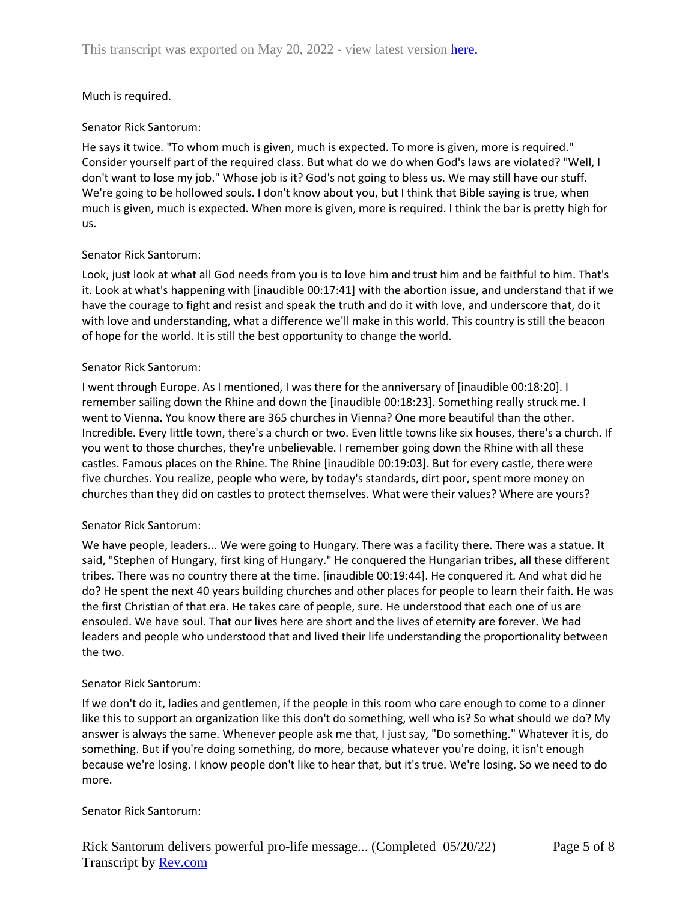Much is required.

Senator Rick Santorum:

He says it twice. "To whom much is given, much is expected. To more is given, more is required." Consider yourself part of the required class. But what do we do when God's laws are violated? "Well, I don't want to lose my job." Whose job is it? God's not going to bless us. We may still have our stuff. We're going to be hollowed souls. I don't know about you, but I think that Bible saying is true, when much is given, much is expected. When more is given, more is required. I think the bar is pretty high for us.

Senator Rick Santorum:

Look, just look at what all God needs from you is to love him and trust him and be faithful to him. That's it. Look at what's happening with [inaudible 00:17:41] with the abortion issue, and understand that if we have the courage to fight and resist and speak the truth and do it with love, and underscore that, do it with love and understanding, what a difference we'll make in this world. This country is still the beacon of hope for the world. It is still the best opportunity to change the world.

Senator Rick Santorum:

I went through Europe. As I mentioned, I was there for the anniversary of [inaudible 00:18:20]. I remember sailing down the Rhine and down the [inaudible 00:18:23]. Something really struck me. I went to Vienna. You know there are 365 churches in Vienna? One more beautiful than the other. Incredible. Every little town, there's a church or two. Even little towns like six houses, there's a church. If you went to those churches, they're unbelievable. I remember going down the Rhine with all these castles. Famous places on the Rhine. The Rhine [inaudible 00:19:03]. But for every castle, there were five churches. You realize, people who were, by today's standards, dirt poor, spent more money on churches than they did on castles to protect themselves. What were their values? Where are yours?

Senator Rick Santorum:

We have people, leaders... We were going to Hungary. There was a facility there. There was a statue. It said, "Stephen of Hungary, first king of Hungary." He conquered the Hungarian tribes, all these different tribes. There was no country there at the time. [inaudible 00:19:44]. He conquered it. And what did he do? He spent the next 40 years building churches and other places for people to learn their faith. He was the first Christian of that era. He takes care of people, sure. He understood that each one of us are ensouled. We have soul. That our lives here are short and the lives of eternity are forever. We had leaders and people who understood that and lived their life understanding the proportionality between the two.

Senator Rick Santorum:

If we don't do it, ladies and gentlemen, if the people in this room who care enough to come to a dinner like this to support an organization like this don't do something, well who is? So what should we do? My answer is always the same. Whenever people ask me that, I just say, "Do something." Whatever it is, do something. But if you're doing something, do more, because whatever you're doing, it isn't enough because we're losing. I know people don't like to hear that, but it's true. We're losing. So we need to do more.

Senator Rick Santorum: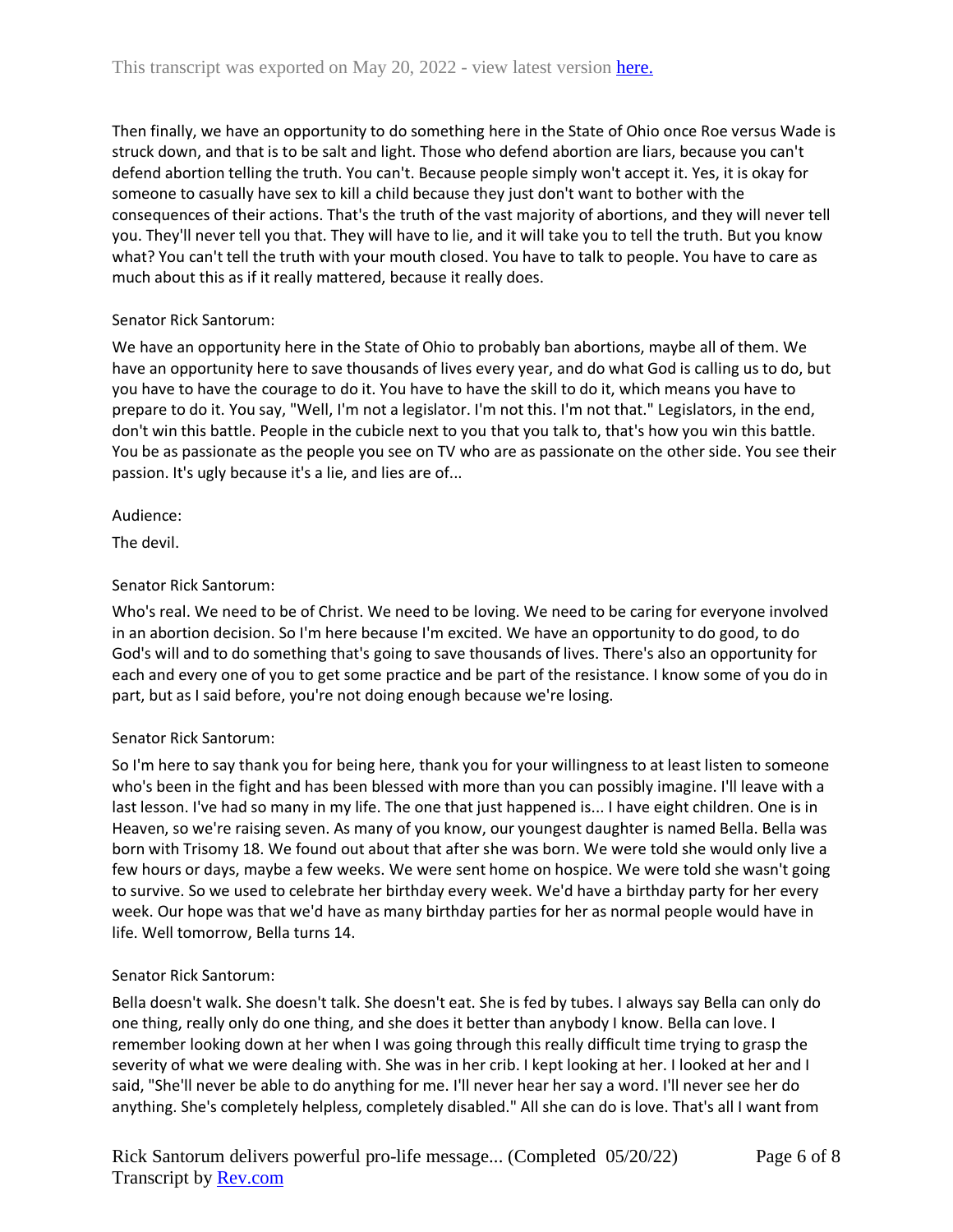Then finally, we have an opportunity to do something here in the State of Ohio once Roe versus Wade is struck down, and that is to be salt and light. Those who defend abortion are liars, because you can't defend abortion telling the truth. You can't. Because people simply won't accept it. Yes, it is okay for someone to casually have sex to kill a child because they just don't want to bother with the consequences of their actions. That's the truth of the vast majority of abortions, and they will never tell you. They'll never tell you that. They will have to lie, and it will take you to tell the truth. But you know what? You can't tell the truth with your mouth closed. You have to talk to people. You have to care as much about this as if it really mattered, because it really does.

Senator Rick Santorum:

We have an opportunity here in the State of Ohio to probably ban abortions, maybe all of them. We have an opportunity here to save thousands of lives every year, and do what God is calling us to do, but you have to have the courage to do it. You have to have the skill to do it, which means you have to prepare to do it. You say, "Well, I'm not a legislator. I'm not this. I'm not that." Legislators, in the end, don't win this battle. People in the cubicle next to you that you talk to, that's how you win this battle. You be as passionate as the people you see on TV who are as passionate on the other side. You see their passion. It's ugly because it's a lie, and lies are of...

Audience:

The devil.

Senator Rick Santorum:

Who's real. We need to be of Christ. We need to be loving. We need to be caring for everyone involved in an abortion decision. So I'm here because I'm excited. We have an opportunity to do good, to do God's will and to do something that's going to save thousands of lives. There's also an opportunity for each and every one of you to get some practice and be part of the resistance. I know some of you do in part, but as I said before, you're not doing enough because we're losing.

Senator Rick Santorum:

So I'm here to say thank you for being here, thank you for your willingness to at least listen to someone who's been in the fight and has been blessed with more than you can possibly imagine. I'll leave with a last lesson. I've had so many in my life. The one that just happened is... I have eight children. One is in Heaven, so we're raising seven. As many of you know, our youngest daughter is named Bella. Bella was born with Trisomy 18. We found out about that after she was born. We were told she would only live a few hours or days, maybe a few weeks. We were sent home on hospice. We were told she wasn't going to survive. So we used to celebrate her birthday every week. We'd have a birthday party for her every week. Our hope was that we'd have as many birthday parties for her as normal people would have in life. Well tomorrow, Bella turns 14.

Senator Rick Santorum:

Bella doesn't walk. She doesn't talk. She doesn't eat. She is fed by tubes. I always say Bella can only do one thing, really only do one thing, and she does it better than anybody I know. Bella can love. I remember looking down at her when I was going through this really difficult time trying to grasp the severity of what we were dealing with. She was in her crib. I kept looking at her. I looked at her and I said, "She'll never be able to do anything for me. I'll never hear her say a word. I'll never see her do anything. She's completely helpless, completely disabled." All she can do is love. That's all I want from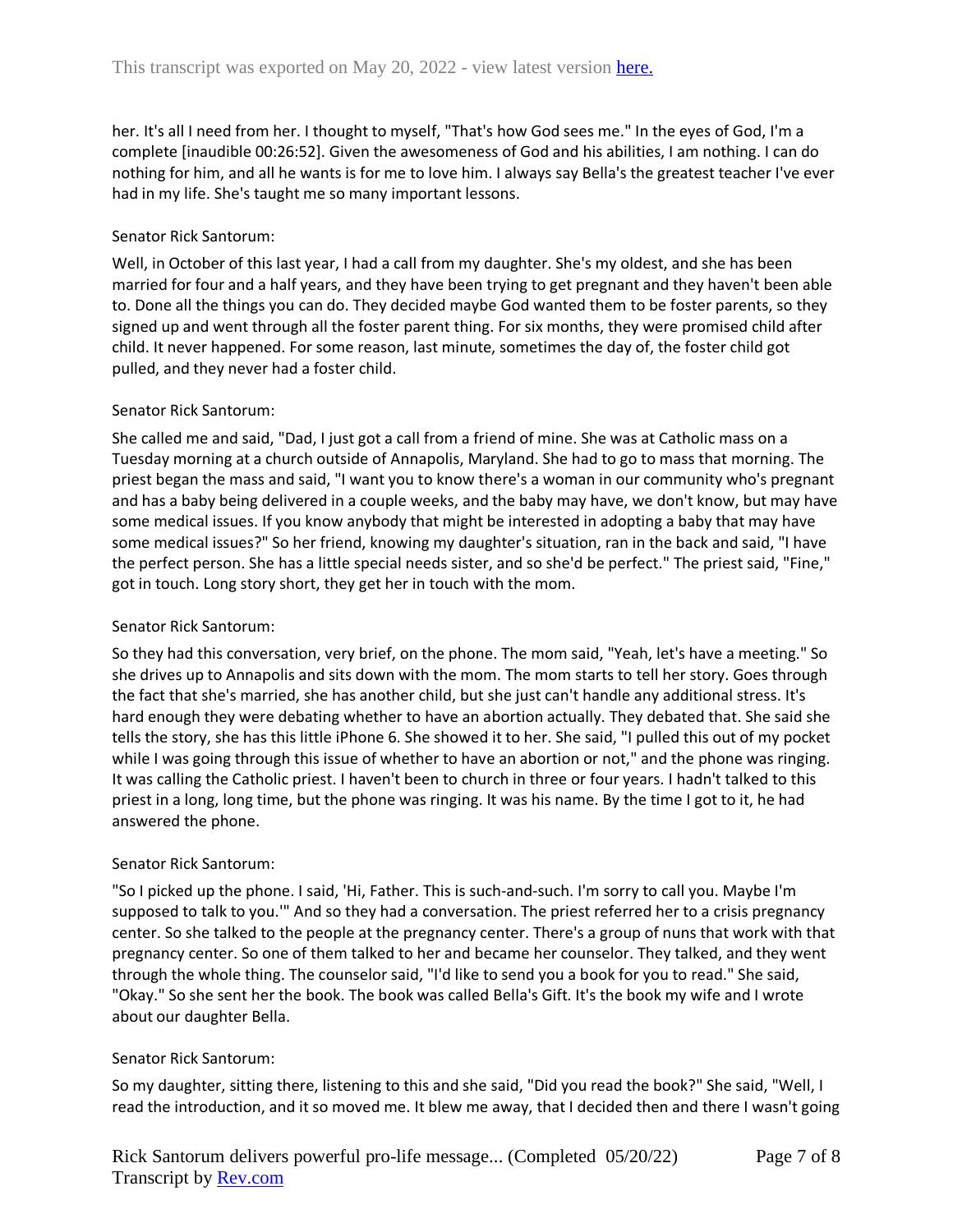her. It's all I need from her. I thought to myself, "That's how God sees me." In the eyes of God, I'm a complete [inaudible 00:26:52]. Given the awesomeness of God and his abilities, I am nothing. I can do nothing for him, and all he wants is for me to love him. I always say Bella's the greatest teacher I've ever had in my life. She's taught me so many important lessons.

Senator Rick Santorum:

Well, in October of this last year, I had a call from my daughter. She's my oldest, and she has been married for four and a half years, and they have been trying to get pregnant and they haven't been able to. Done all the things you can do. They decided maybe God wanted them to be foster parents, so they signed up and went through all the foster parent thing. For six months, they were promised child after child. It never happened. For some reason, last minute, sometimes the day of, the foster child got pulled, and they never had a foster child.

Senator Rick Santorum:

She called me and said, "Dad, I just got a call from a friend of mine. She was at Catholic mass on a Tuesday morning at a church outside of Annapolis, Maryland. She had to go to mass that morning. The priest began the mass and said, "I want you to know there's a woman in our community who's pregnant and has a baby being delivered in a couple weeks, and the baby may have, we don't know, but may have some medical issues. If you know anybody that might be interested in adopting a baby that may have some medical issues?" So her friend, knowing my daughter's situation, ran in the back and said, "I have the perfect person. She has a little special needs sister, and so she'd be perfect." The priest said, "Fine," got in touch. Long story short, they get her in touch with the mom.

Senator Rick Santorum:

So they had this conversation, very brief, on the phone. The mom said, "Yeah, let's have a meeting." So she drives up to Annapolis and sits down with the mom. The mom starts to tell her story. Goes through the fact that she's married, she has another child, but she just can't handle any additional stress. It's hard enough they were debating whether to have an abortion actually. They debated that. She said she tells the story, she has this little iPhone 6. She showed it to her. She said, "I pulled this out of my pocket while I was going through this issue of whether to have an abortion or not," and the phone was ringing. It was calling the Catholic priest. I haven't been to church in three or four years. I hadn't talked to this priest in a long, long time, but the phone was ringing. It was his name. By the time I got to it, he had answered the phone.

Senator Rick Santorum:

"So I picked up the phone. I said, 'Hi, Father. This is such-and-such. I'm sorry to call you. Maybe I'm supposed to talk to you.'" And so they had a conversation. The priest referred her to a crisis pregnancy center. So she talked to the people at the pregnancy center. There's a group of nuns that work with that pregnancy center. So one of them talked to her and became her counselor. They talked, and they went through the whole thing. The counselor said, "I'd like to send you a book for you to read." She said, "Okay." So she sent her the book. The book was called Bella's Gift. It's the book my wife and I wrote about our daughter Bella.

Senator Rick Santorum:

So my daughter, sitting there, listening to this and she said, "Did you read the book?" She said, "Well, I read the introduction, and it so moved me. It blew me away, that I decided then and there I wasn't going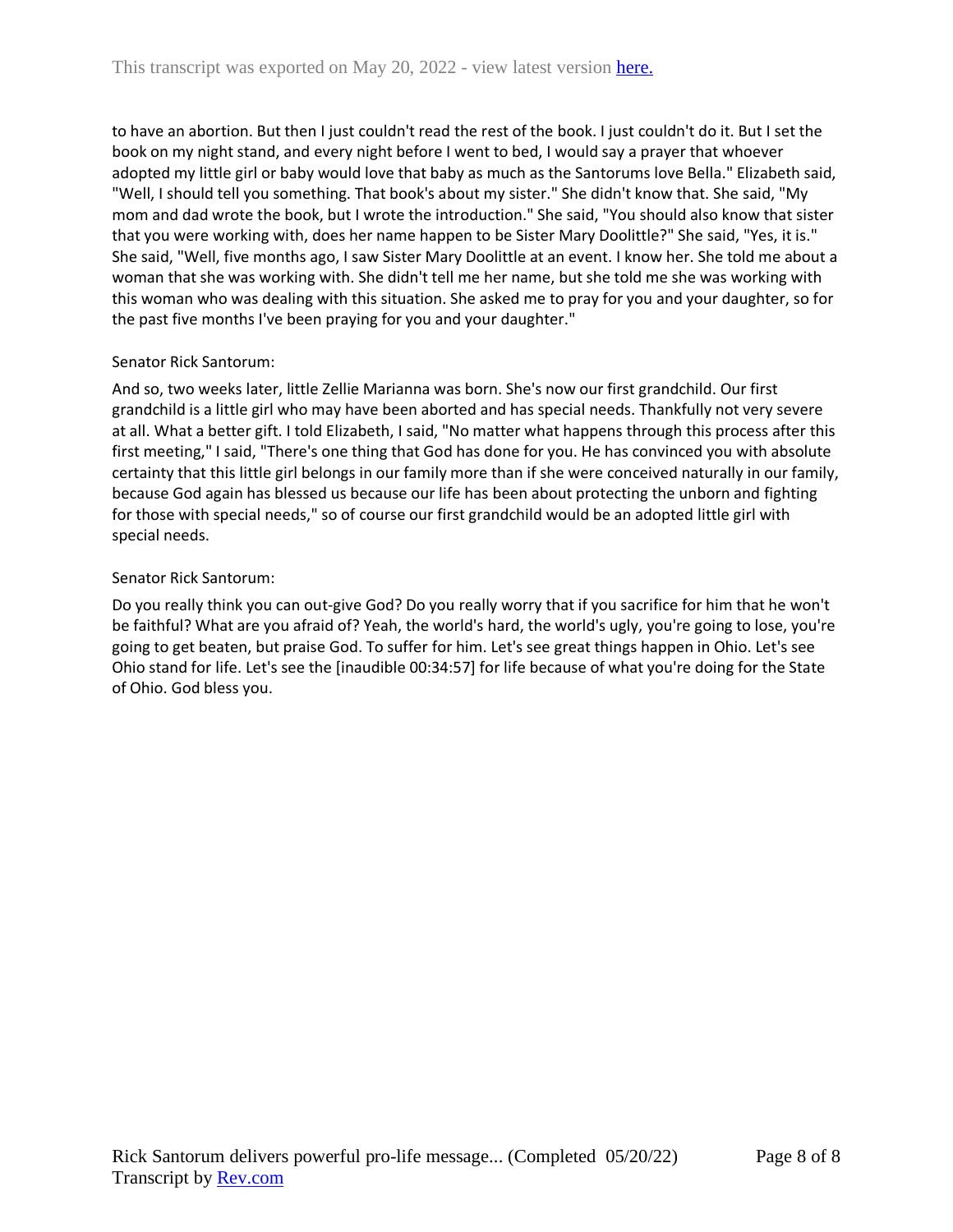to have an abortion. But then I just couldn't read the rest of the book. I just couldn't do it. But I set the book on my night stand, and every night before I went to bed, I would say a prayer that whoever adopted my little girl or baby would love that baby as much as the Santorums love Bella." Elizabeth said, "Well, I should tell you something. That book's about my sister." She didn't know that. She said, "My mom and dad wrote the book, but I wrote the introduction." She said, "You should also know that sister that you were working with, does her name happen to be Sister Mary Doolittle?" She said, "Yes, it is." She said, "Well, five months ago, I saw Sister Mary Doolittle at an event. I know her. She told me about a woman that she was working with. She didn't tell me her name, but she told me she was working with this woman who was dealing with this situation. She asked me to pray for you and your daughter, so for the past five months I've been praying for you and your daughter."

Senator Rick Santorum:

And so, two weeks later, little Zellie Marianna was born. She's now our first grandchild. Our first grandchild is a little girl who may have been aborted and has special needs. Thankfully not very severe at all. What a better gift. I told Elizabeth, I said, "No matter what happens through this process after this first meeting," I said, "There's one thing that God has done for you. He has convinced you with absolute certainty that this little girl belongs in our family more than if she were conceived naturally in our family, because God again has blessed us because our life has been about protecting the unborn and fighting for those with special needs," so of course our first grandchild would be an adopted little girl with special needs.

Senator Rick Santorum:

Do you really think you can out-give God? Do you really worry that if you sacrifice for him that he won't be faithful? What are you afraid of? Yeah, the world's hard, the world's ugly, you're going to lose, you're going to get beaten, but praise God. To suffer for him. Let's see great things happen in Ohio. Let's see Ohio stand for life. Let's see the [inaudible 00:34:57] for life because of what you're doing for the State of Ohio. God bless you.